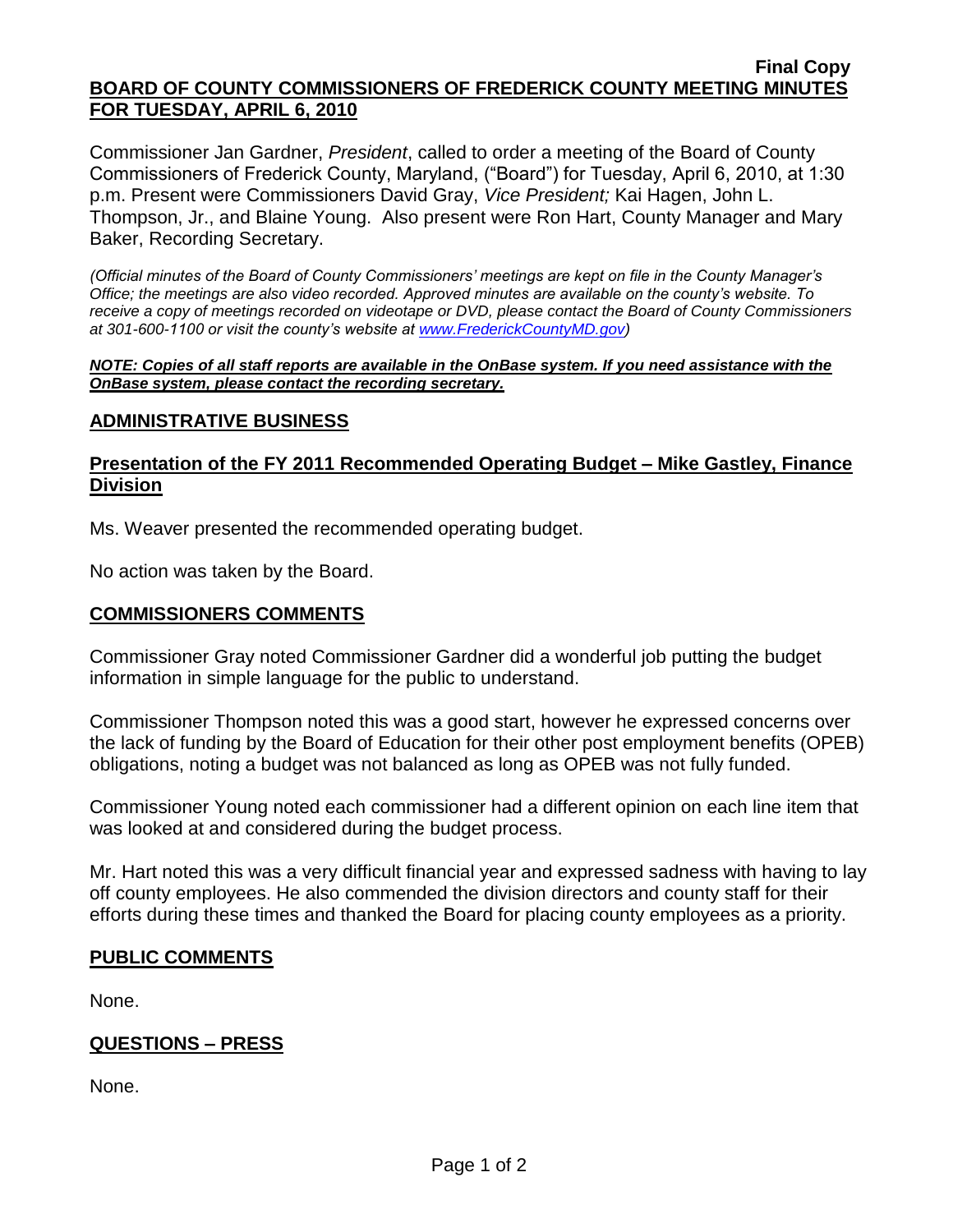**Final Copy**

**BOARD OF COUNTY COMMISSIONERS OF FREDERICK COUNTY MEETING MINUTES FOR TUESDAY, APRIL 6, 2010**

Commissioner Jan Gardner, *President*, called to order a meeting of the Board of County Commissioners of Frederick County, Maryland, ("Board") for Tuesday, April 6, 2010, at 1:30 p.m. Present were Commissioners David Gray, *Vice President;* Kai Hagen, John L. Thompson, Jr., and Blaine Young. Also present were Ron Hart, County Manager and Mary Baker, Recording Secretary.

*(Official minutes of the Board of County Commissioners' meetings are kept on file in the County Manager's Office; the meetings are also video recorded. Approved minutes are available on the county's website. To receive a copy of meetings recorded on videotape or DVD, please contact the Board of County Commissioners at 301-600-1100 or visit the county's website at www.FrederickCountyMD.gov)*

***NOTE: Copies of all staff reports are available in the OnBase system. If you need assistance with the OnBase system, please contact the recording secretary.***

## ADMINISTRATIVE BUSINESS

### Presentation of the FY 2011 Recommended Operating Budget – Mike Gastley, Finance Division

Ms. Weaver presented the recommended operating budget.

No action was taken by the Board.

## COMMISSIONERS COMMENTS

Commissioner Gray noted Commissioner Gardner did a wonderful job putting the budget information in simple language for the public to understand.

Commissioner Thompson noted this was a good start, however he expressed concerns over the lack of funding by the Board of Education for their other post employment benefits (OPEB) obligations, noting a budget was not balanced as long as OPEB was not fully funded.

Commissioner Young noted each commissioner had a different opinion on each line item that was looked at and considered during the budget process.

Mr. Hart noted this was a very difficult financial year and expressed sadness with having to lay off county employees. He also commended the division directors and county staff for their efforts during these times and thanked the Board for placing county employees as a priority.

## PUBLIC COMMENTS

None.

## QUESTIONS – PRESS

None.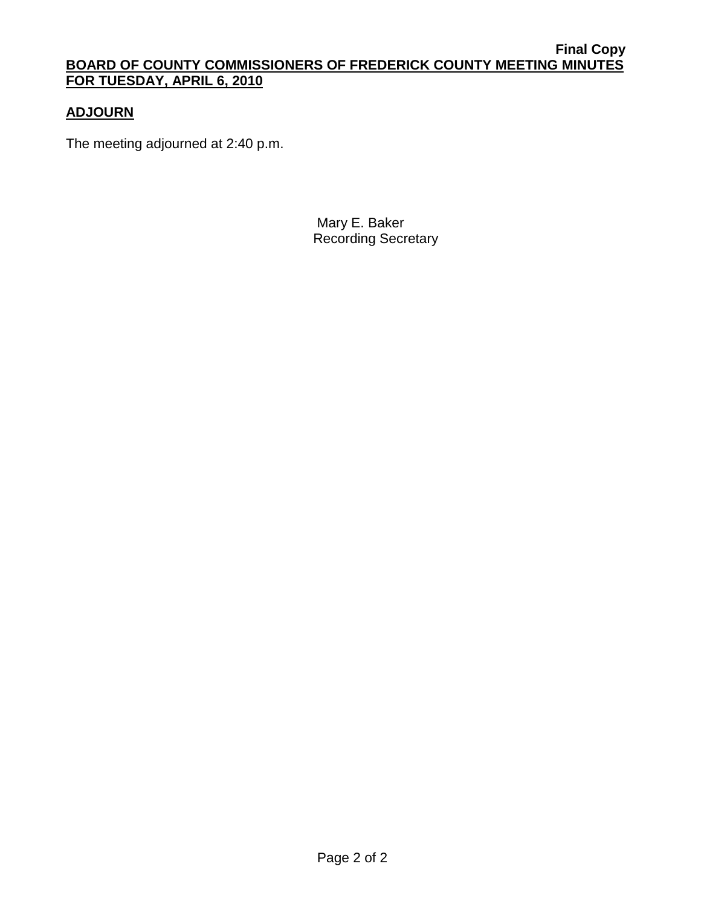## ADJOURN

The meeting adjourned at 2:40 p.m.

Mary E. Baker
Recording Secretary